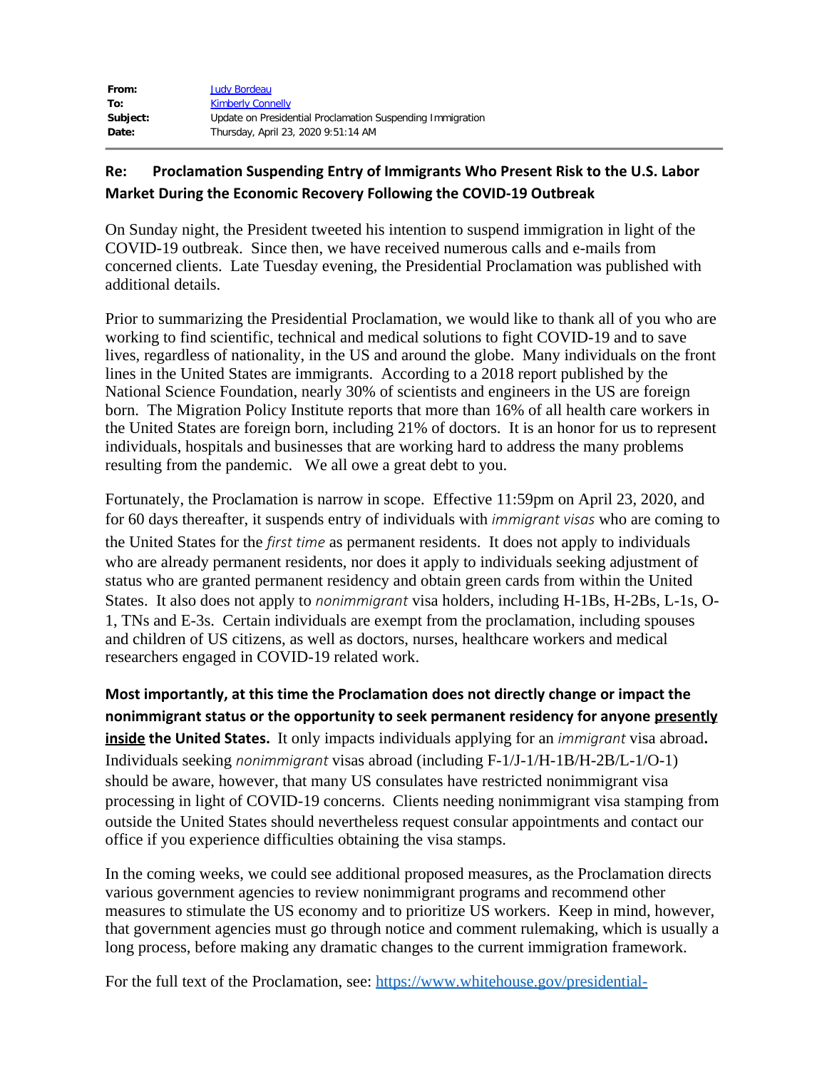| | |
|---|---|
| **From:** | [Judy Bordeau] |
| **To:** | [Kimberly Connelly] |
| **Subject:** | Update on Presidential Proclamation Suspending Immigration |
| **Date:** | Thursday, April 23, 2020 9:51:14 AM |

---

**Re: Proclamation Suspending Entry of Immigrants Who Present Risk to the U.S. Labor Market During the Economic Recovery Following the COVID-19 Outbreak**

On Sunday night, the President tweeted his intention to suspend immigration in light of the COVID-19 outbreak. Since then, we have received numerous calls and e-mails from concerned clients. Late Tuesday evening, the Presidential Proclamation was published with additional details.

Prior to summarizing the Presidential Proclamation, we would like to thank all of you who are working to find scientific, technical and medical solutions to fight COVID-19 and to save lives, regardless of nationality, in the US and around the globe. Many individuals on the front lines in the United States are immigrants. According to a 2018 report published by the National Science Foundation, nearly 30% of scientists and engineers in the US are foreign born. The Migration Policy Institute reports that more than 16% of all health care workers in the United States are foreign born, including 21% of doctors. It is an honor for us to represent individuals, hospitals and businesses that are working hard to address the many problems resulting from the pandemic. We all owe a great debt to you.

Fortunately, the Proclamation is narrow in scope. Effective 11:59pm on April 23, 2020, and for 60 days thereafter, it suspends entry of individuals with *immigrant visas* who are coming to the United States for the *first time* as permanent residents. It does not apply to individuals who are already permanent residents, nor does it apply to individuals seeking adjustment of status who are granted permanent residency and obtain green cards from within the United States. It also does not apply to *nonimmigrant* visa holders, including H-1Bs, H-2Bs, L-1s, O-1, TNs and E-3s. Certain individuals are exempt from the proclamation, including spouses and children of US citizens, as well as doctors, nurses, healthcare workers and medical researchers engaged in COVID-19 related work.

**Most importantly, at this time the Proclamation does not directly change or impact the nonimmigrant status or the opportunity to seek permanent residency for anyone <u>presently inside</u> the United States.** It only impacts individuals applying for an *immigrant* visa abroad**.** Individuals seeking *nonimmigrant* visas abroad (including F-1/J-1/H-1B/H-2B/L-1/O-1) should be aware, however, that many US consulates have restricted nonimmigrant visa processing in light of COVID-19 concerns. Clients needing nonimmigrant visa stamping from outside the United States should nevertheless request consular appointments and contact our office if you experience difficulties obtaining the visa stamps.

In the coming weeks, we could see additional proposed measures, as the Proclamation directs various government agencies to review nonimmigrant programs and recommend other measures to stimulate the US economy and to prioritize US workers. Keep in mind, however, that government agencies must go through notice and comment rulemaking, which is usually a long process, before making any dramatic changes to the current immigration framework.

For the full text of the Proclamation, see: https://www.whitehouse.gov/presidential-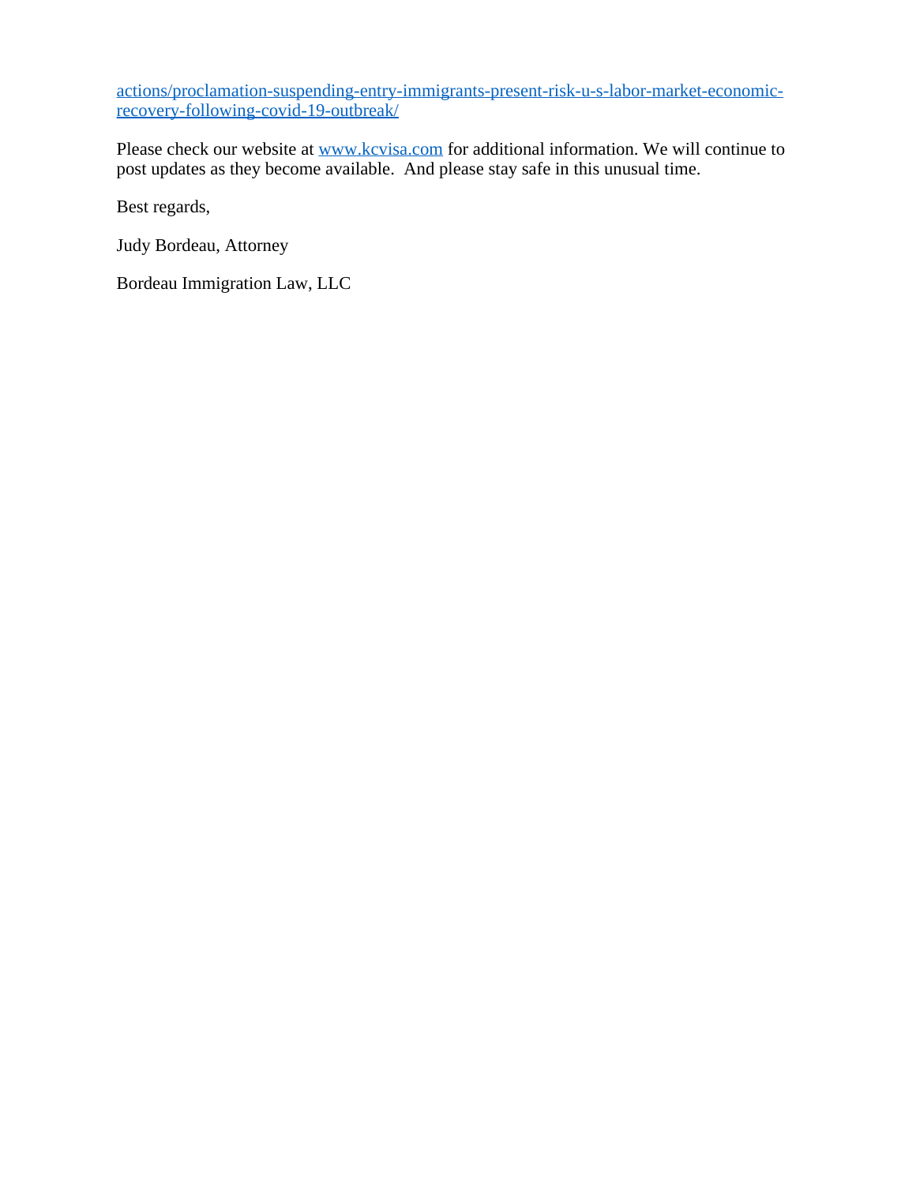[actions/proclamation-suspending-entry-immigrants-present-risk-u-s-labor-market-economic-recovery-following-covid-19-outbreak/](actions/proclamation-suspending-entry-immigrants-present-risk-u-s-labor-market-economic-recovery-following-covid-19-outbreak/)

Please check our website at [www.kcvisa.com](http://www.kcvisa.com) for additional information. We will continue to post updates as they become available.  And please stay safe in this unusual time.

Best regards,

Judy Bordeau, Attorney

Bordeau Immigration Law, LLC